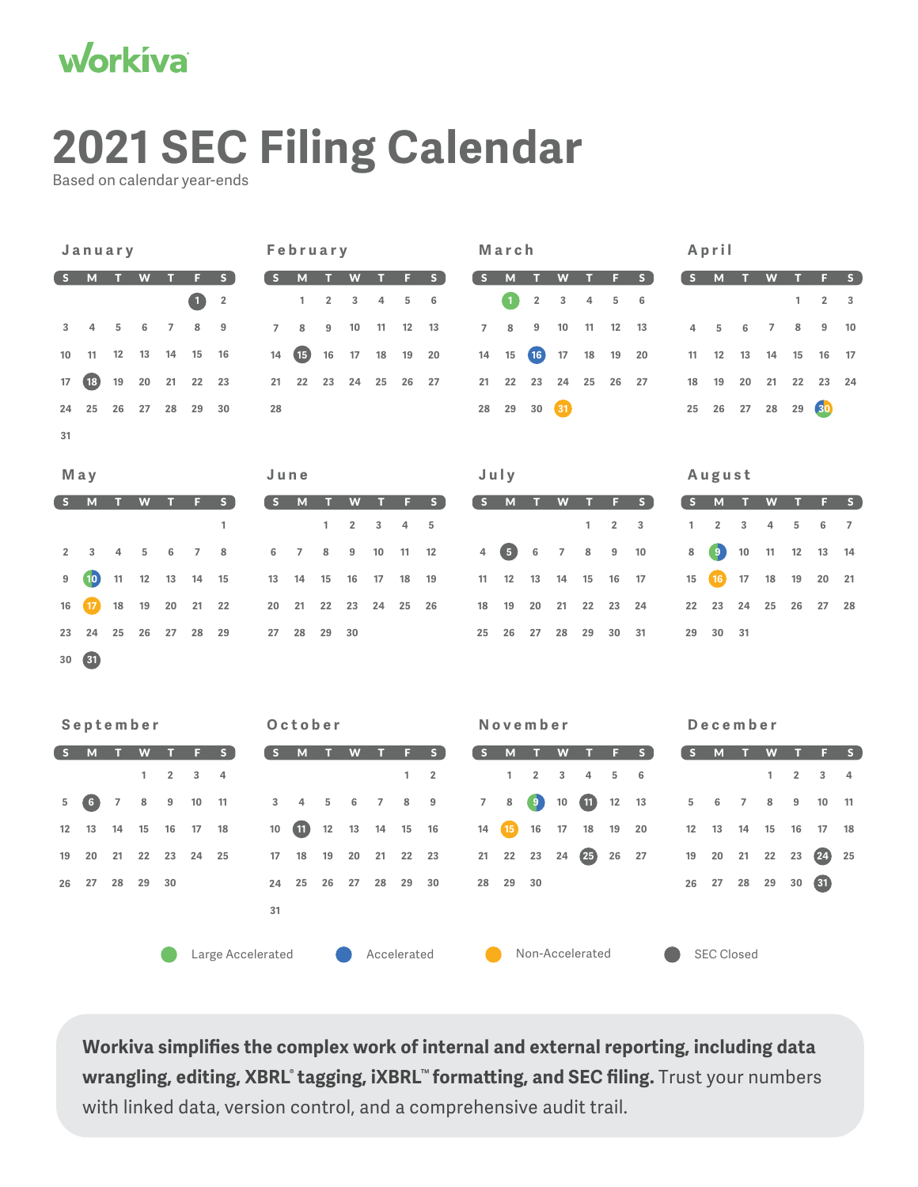workiva

# 2021 SEC Filing Calendar

Based on calendar year-ends

### January

| S | M | T | W | T | F | S |
|---|---|---|---|---|---|---|
| | | | | | 1 | 2 |
| 3 | 4 | 5 | 6 | 7 | 8 | 9 |
| 10 | 11 | 12 | 13 | 14 | 15 | 16 |
| 17 | 18 | 19 | 20 | 21 | 22 | 23 |
| 24 | 25 | 26 | 27 | 28 | 29 | 30 |
| 31 | | | | | | |

### February

| S | M | T | W | T | F | S |
|---|---|---|---|---|---|---|
| | 1 | 2 | 3 | 4 | 5 | 6 |
| 7 | 8 | 9 | 10 | 11 | 12 | 13 |
| 14 | 15 | 16 | 17 | 18 | 19 | 20 |
| 21 | 22 | 23 | 24 | 25 | 26 | 27 |
| 28 | | | | | | |

### March

| S | M | T | W | T | F | S |
|---|---|---|---|---|---|---|
| | 1 | 2 | 3 | 4 | 5 | 6 |
| 7 | 8 | 9 | 10 | 11 | 12 | 13 |
| 14 | 15 | 16 | 17 | 18 | 19 | 20 |
| 21 | 22 | 23 | 24 | 25 | 26 | 27 |
| 28 | 29 | 30 | 31 | | | |

### April

| S | M | T | W | T | F | S |
|---|---|---|---|---|---|---|
| | | | | 1 | 2 | 3 |
| 4 | 5 | 6 | 7 | 8 | 9 | 10 |
| 11 | 12 | 13 | 14 | 15 | 16 | 17 |
| 18 | 19 | 20 | 21 | 22 | 23 | 24 |
| 25 | 26 | 27 | 28 | 29 | 30 | |

### May

| S | M | T | W | T | F | S |
|---|---|---|---|---|---|---|
| | | | | | | 1 |
| 2 | 3 | 4 | 5 | 6 | 7 | 8 |
| 9 | 10 | 11 | 12 | 13 | 14 | 15 |
| 16 | 17 | 18 | 19 | 20 | 21 | 22 |
| 23 | 24 | 25 | 26 | 27 | 28 | 29 |
| 30 | 31 | | | | | |

### June

| S | M | T | W | T | F | S |
|---|---|---|---|---|---|---|
| | | 1 | 2 | 3 | 4 | 5 |
| 6 | 7 | 8 | 9 | 10 | 11 | 12 |
| 13 | 14 | 15 | 16 | 17 | 18 | 19 |
| 20 | 21 | 22 | 23 | 24 | 25 | 26 |
| 27 | 28 | 29 | 30 | | | |

### July

| S | M | T | W | T | F | S |
|---|---|---|---|---|---|---|
| | | | | 1 | 2 | 3 |
| 4 | 5 | 6 | 7 | 8 | 9 | 10 |
| 11 | 12 | 13 | 14 | 15 | 16 | 17 |
| 18 | 19 | 20 | 21 | 22 | 23 | 24 |
| 25 | 26 | 27 | 28 | 29 | 30 | 31 |

### August

| S | M | T | W | T | F | S |
|---|---|---|---|---|---|---|
| 1 | 2 | 3 | 4 | 5 | 6 | 7 |
| 8 | 9 | 10 | 11 | 12 | 13 | 14 |
| 15 | 16 | 17 | 18 | 19 | 20 | 21 |
| 22 | 23 | 24 | 25 | 26 | 27 | 28 |
| 29 | 30 | 31 | | | | |

### September

| S | M | T | W | T | F | S |
|---|---|---|---|---|---|---|
| | | | 1 | 2 | 3 | 4 |
| 5 | 6 | 7 | 8 | 9 | 10 | 11 |
| 12 | 13 | 14 | 15 | 16 | 17 | 18 |
| 19 | 20 | 21 | 22 | 23 | 24 | 25 |
| 26 | 27 | 28 | 29 | 30 | | |

### October

| S | M | T | W | T | F | S |
|---|---|---|---|---|---|---|
| | | | | | 1 | 2 |
| 3 | 4 | 5 | 6 | 7 | 8 | 9 |
| 10 | 11 | 12 | 13 | 14 | 15 | 16 |
| 17 | 18 | 19 | 20 | 21 | 22 | 23 |
| 24 | 25 | 26 | 27 | 28 | 29 | 30 |
| 31 | | | | | | |

### November

| S | M | T | W | T | F | S |
|---|---|---|---|---|---|---|
| | 1 | 2 | 3 | 4 | 5 | 6 |
| 7 | 8 | 9 | 10 | 11 | 12 | 13 |
| 14 | 15 | 16 | 17 | 18 | 19 | 20 |
| 21 | 22 | 23 | 24 | 25 | 26 | 27 |
| 28 | 29 | 30 | | | | |

### December

| S | M | T | W | T | F | S |
|---|---|---|---|---|---|---|
| | | | 1 | 2 | 3 | 4 |
| 5 | 6 | 7 | 8 | 9 | 10 | 11 |
| 12 | 13 | 14 | 15 | 16 | 17 | 18 |
| 19 | 20 | 21 | 22 | 23 | 24 | 25 |
| 26 | 27 | 28 | 29 | 30 | 31 | |

Large Accelerated | Accelerated | Non-Accelerated | SEC Closed

**Workiva simplifies the complex work of internal and external reporting, including data wrangling, editing, XBRL® tagging, iXBRL™ formatting, and SEC filing.** Trust your numbers with linked data, version control, and a comprehensive audit trail.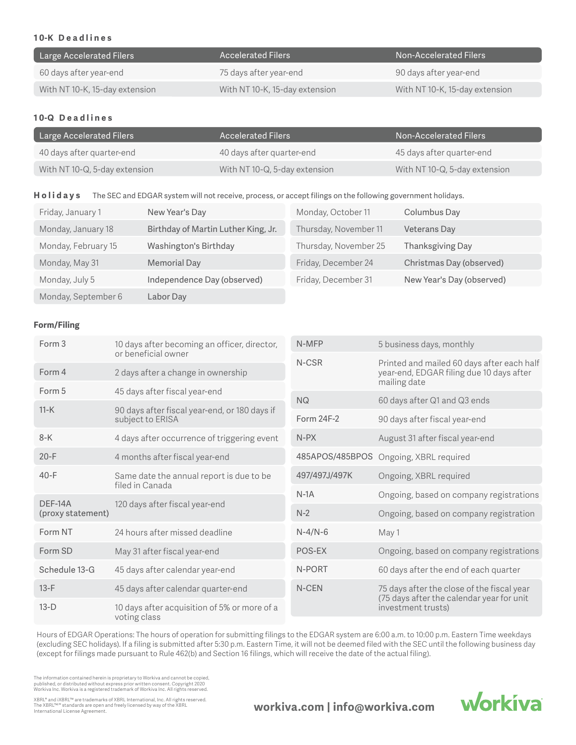## 10-K Deadlines

| Large Accelerated Filers | Accelerated Filers | Non-Accelerated Filers |
|---|---|---|
| 60 days after year-end | 75 days after year-end | 90 days after year-end |
| With NT 10-K, 15-day extension | With NT 10-K, 15-day extension | With NT 10-K, 15-day extension |

## 10-Q Deadlines

| Large Accelerated Filers | Accelerated Filers | Non-Accelerated Filers |
|---|---|---|
| 40 days after quarter-end | 40 days after quarter-end | 45 days after quarter-end |
| With NT 10-Q, 5-day extension | With NT 10-Q, 5-day extension | With NT 10-Q, 5-day extension |

## Holidays

The SEC and EDGAR system will not receive, process, or accept filings on the following government holidays.

| | |
|---|---|
| Friday, January 1 | New Year's Day |
| Monday, January 18 | Birthday of Martin Luther King, Jr. |
| Monday, February 15 | Washington's Birthday |
| Monday, May 31 | Memorial Day |
| Monday, July 5 | Independence Day (observed) |
| Monday, September 6 | Labor Day |
| Monday, October 11 | Columbus Day |
| Thursday, November 11 | Veterans Day |
| Thursday, November 25 | Thanksgiving Day |
| Friday, December 24 | Christmas Day (observed) |
| Friday, December 31 | New Year's Day (observed) |

## Form/Filing

| | |
|---|---|
| Form 3 | 10 days after becoming an officer, director, or beneficial owner |
| Form 4 | 2 days after a change in ownership |
| Form 5 | 45 days after fiscal year-end |
| 11-K | 90 days after fiscal year-end, or 180 days if subject to ERISA |
| 8-K | 4 days after occurrence of triggering event |
| 20-F | 4 months after fiscal year-end |
| 40-F | Same date the annual report is due to be filed in Canada |
| DEF-14A (proxy statement) | 120 days after fiscal year-end |
| Form NT | 24 hours after missed deadline |
| Form SD | May 31 after fiscal year-end |
| Schedule 13-G | 45 days after calendar year-end |
| 13-F | 45 days after calendar quarter-end |
| 13-D | 10 days after acquisition of 5% or more of a voting class |
| N-MFP | 5 business days, monthly |
| N-CSR | Printed and mailed 60 days after each half year-end, EDGAR filing due 10 days after mailing date |
| NQ | 60 days after Q1 and Q3 ends |
| Form 24F-2 | 90 days after fiscal year-end |
| N-PX | August 31 after fiscal year-end |
| 485APOS/485BPOS | Ongoing, XBRL required |
| 497/497J/497K | Ongoing, XBRL required |
| N-1A | Ongoing, based on company registrations |
| N-2 | Ongoing, based on company registration |
| N-4/N-6 | May 1 |
| POS-EX | Ongoing, based on company registrations |
| N-PORT | 60 days after the end of each quarter |
| N-CEN | 75 days after the close of the fiscal year (75 days after the calendar year for unit investment trusts) |

Hours of EDGAR Operations: The hours of operation for submitting filings to the EDGAR system are 6:00 a.m. to 10:00 p.m. Eastern Time weekdays (excluding SEC holidays). If a filing is submitted after 5:30 p.m. Eastern Time, it will not be deemed filed with the SEC until the following business day (except for filings made pursuant to Rule 462(b) and Section 16 filings, which will receive the date of the actual filing).

The information contained herein is proprietary to Workiva and cannot be copied, published, or distributed without express prior written consent. Copyright 2020 Workiva Inc. Workiva is a registered trademark of Workiva Inc. All rights reserved.

XBRL® and iXBRL™ are trademarks of XBRL International, Inc. All rights reserved. The XBRL™® standards are open and freely licensed by way of the XBRL International License Agreement.

workiva.com | info@workiva.com

workiva